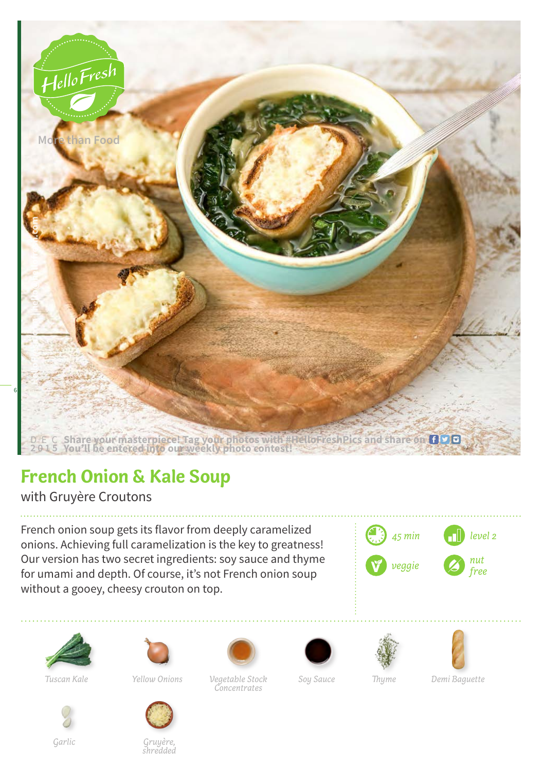HelloFresh

More than Food

DEC 2015 Share your masterpiece! Tag your photos with #HelloFreshPics and share on  
You'll be entered into our weekly photo contest!

# French Onion & Kale Soup

with Gruyère Croutons

French onion soup gets its flavor from deeply caramelized onions. Achieving full caramelization is the key to greatness! Our version has two secret ingredients: soy sauce and thyme for umami and depth. Of course, it's not French onion soup without a gooey, cheesy crouton on top.

*45 min* | *level 2* | *veggie* | *nut free*

*Tuscan Kale*

*Yellow Onions*

*Vegetable Stock Concentrates*

*Soy Sauce*

*Thyme*

*Demi Baguette*

*Garlic*

*Gruyère, shredded*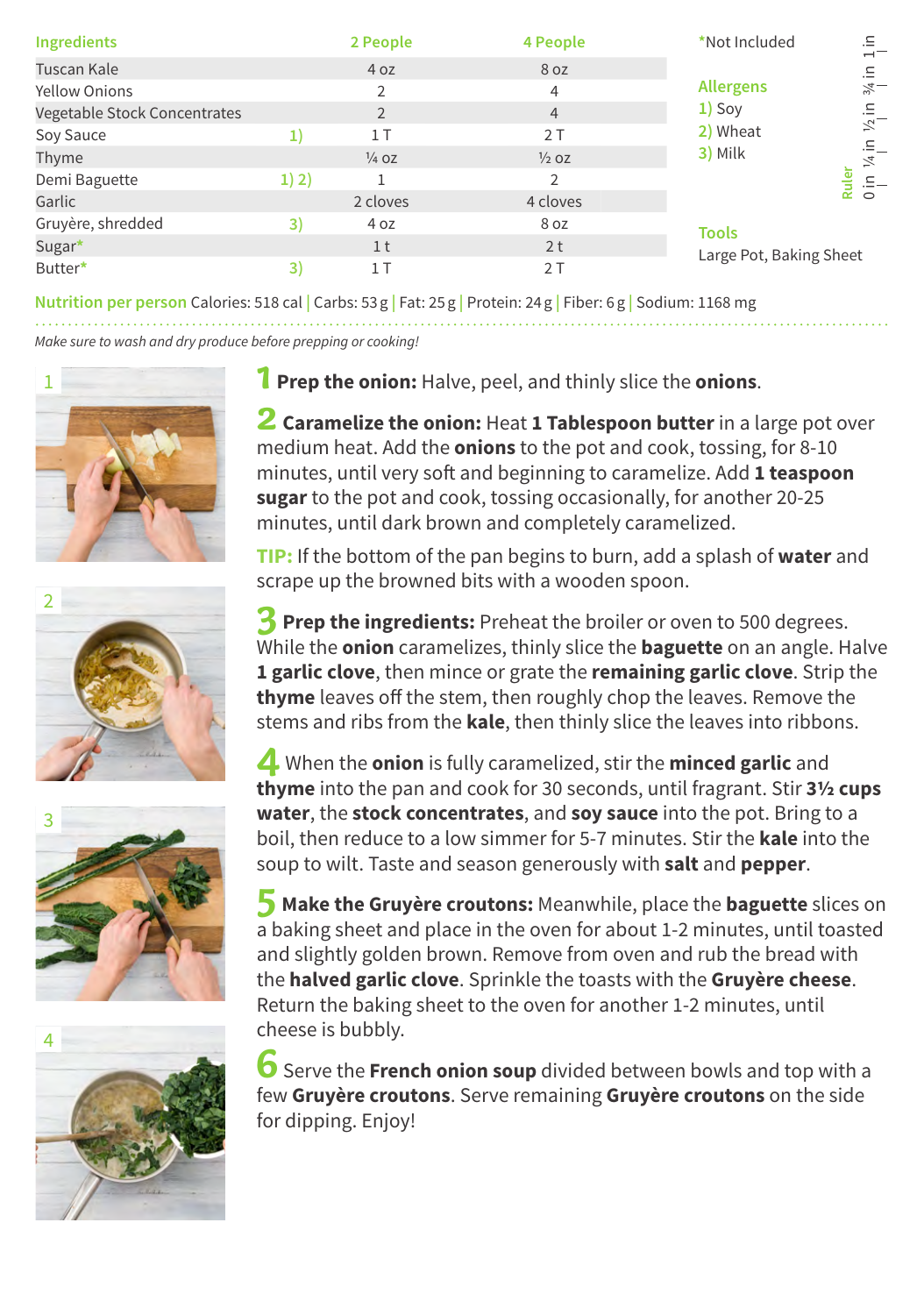| Ingredients | | 2 People | 4 People |
|---|---|---|---|
| Tuscan Kale | | 4 oz | 8 oz |
| Yellow Onions | | 2 | 4 |
| Vegetable Stock Concentrates | | 2 | 4 |
| Soy Sauce | 1) | 1 T | 2 T |
| Thyme | | ¼ oz | ½ oz |
| Demi Baguette | 1) 2) | 1 | 2 |
| Garlic | | 2 cloves | 4 cloves |
| Gruyère, shredded | 3) | 4 oz | 8 oz |
| Sugar* | | 1 t | 2 t |
| Butter* | 3) | 1 T | 2 T |

*Not Included

**Allergens**
1) Soy
2) Wheat
3) Milk

Ruler
0 in ¼ in ½ in ¾ in 1 in

**Tools**
Large Pot, Baking Sheet

**Nutrition per person** Calories: 518 cal | Carbs: 53 g | Fat: 25 g | Protein: 24 g | Fiber: 6 g | Sodium: 1168 mg

*Make sure to wash and dry produce before prepping or cooking!*

1

2

3

4

**1 Prep the onion:** Halve, peel, and thinly slice the **onions**.

**2 Caramelize the onion:** Heat **1 Tablespoon butter** in a large pot over medium heat. Add the **onions** to the pot and cook, tossing, for 8-10 minutes, until very soft and beginning to caramelize. Add **1 teaspoon sugar** to the pot and cook, tossing occasionally, for another 20-25 minutes, until dark brown and completely caramelized.

**TIP:** If the bottom of the pan begins to burn, add a splash of **water** and scrape up the browned bits with a wooden spoon.

**3 Prep the ingredients:** Preheat the broiler or oven to 500 degrees. While the **onion** caramelizes, thinly slice the **baguette** on an angle. Halve **1 garlic clove**, then mince or grate the **remaining garlic clove**. Strip the **thyme** leaves off the stem, then roughly chop the leaves. Remove the stems and ribs from the **kale**, then thinly slice the leaves into ribbons.

**4** When the **onion** is fully caramelized, stir the **minced garlic** and **thyme** into the pan and cook for 30 seconds, until fragrant. Stir **3½ cups water**, the **stock concentrates**, and **soy sauce** into the pot. Bring to a boil, then reduce to a low simmer for 5-7 minutes. Stir the **kale** into the soup to wilt. Taste and season generously with **salt** and **pepper**.

**5 Make the Gruyère croutons:** Meanwhile, place the **baguette** slices on a baking sheet and place in the oven for about 1-2 minutes, until toasted and slightly golden brown. Remove from oven and rub the bread with the **halved garlic clove**. Sprinkle the toasts with the **Gruyère cheese**. Return the baking sheet to the oven for another 1-2 minutes, until cheese is bubbly.

**6** Serve the **French onion soup** divided between bowls and top with a few **Gruyère croutons**. Serve remaining **Gruyère croutons** on the side for dipping. Enjoy!